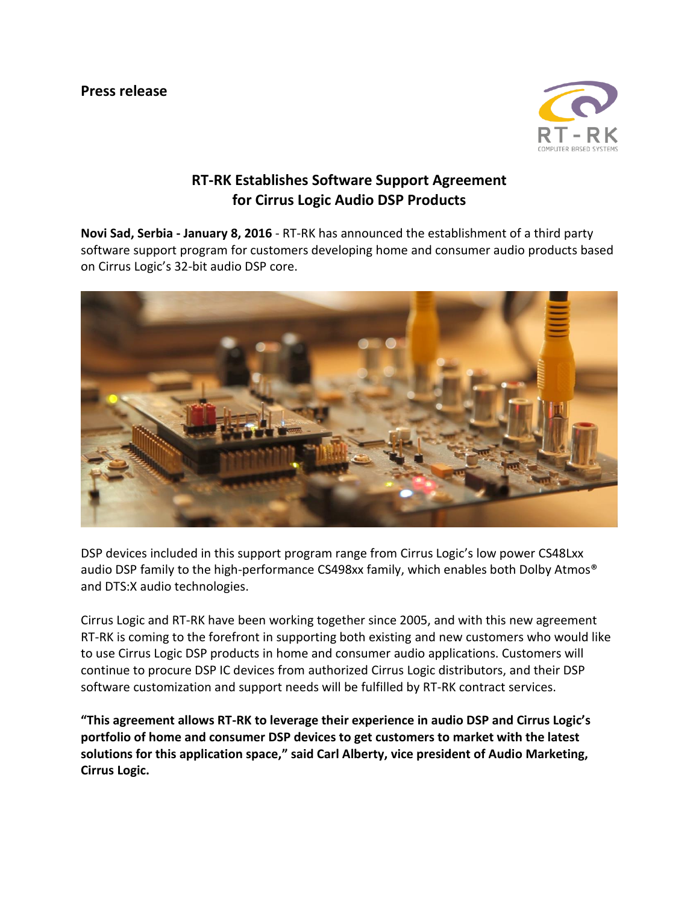**Press release**

# RT-RK Establishes Software Support Agreement for Cirrus Logic Audio DSP Products

**Novi Sad, Serbia - January 8, 2016** - RT-RK has announced the establishment of a third party software support program for customers developing home and consumer audio products based on Cirrus Logic's 32-bit audio DSP core.

DSP devices included in this support program range from Cirrus Logic's low power CS48Lxx audio DSP family to the high-performance CS498xx family, which enables both Dolby Atmos® and DTS:X audio technologies.

Cirrus Logic and RT-RK have been working together since 2005, and with this new agreement RT-RK is coming to the forefront in supporting both existing and new customers who would like to use Cirrus Logic DSP products in home and consumer audio applications. Customers will continue to procure DSP IC devices from authorized Cirrus Logic distributors, and their DSP software customization and support needs will be fulfilled by RT-RK contract services.

**"This agreement allows RT-RK to leverage their experience in audio DSP and Cirrus Logic's portfolio of home and consumer DSP devices to get customers to market with the latest solutions for this application space," said Carl Alberty, vice president of Audio Marketing, Cirrus Logic.**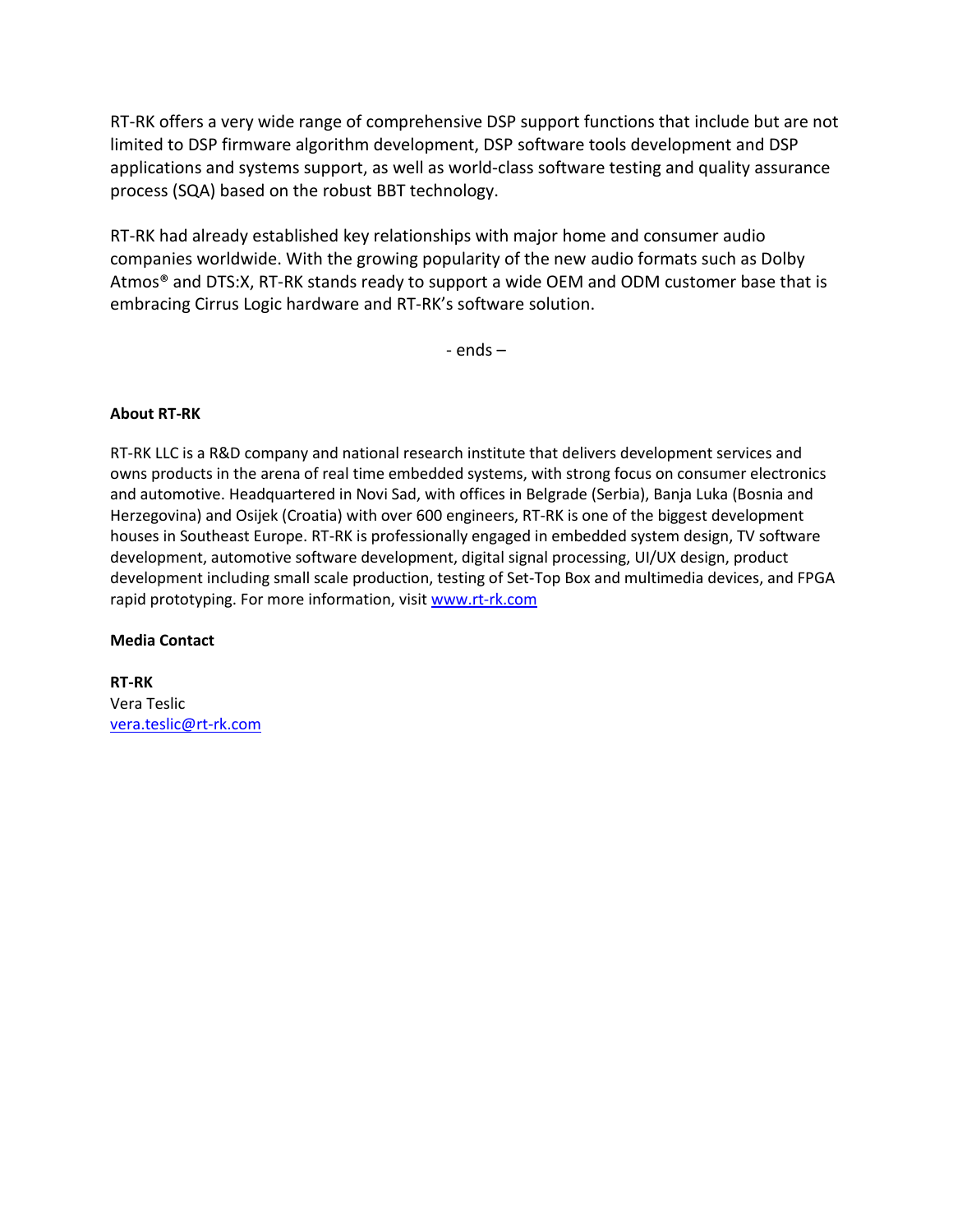RT-RK offers a very wide range of comprehensive DSP support functions that include but are not limited to DSP firmware algorithm development, DSP software tools development and DSP applications and systems support, as well as world-class software testing and quality assurance process (SQA) based on the robust BBT technology.

RT-RK had already established key relationships with major home and consumer audio companies worldwide. With the growing popularity of the new audio formats such as Dolby Atmos® and DTS:X, RT-RK stands ready to support a wide OEM and ODM customer base that is embracing Cirrus Logic hardware and RT-RK's software solution.

- ends –

**About RT-RK**

RT-RK LLC is a R&D company and national research institute that delivers development services and owns products in the arena of real time embedded systems, with strong focus on consumer electronics and automotive. Headquartered in Novi Sad, with offices in Belgrade (Serbia), Banja Luka (Bosnia and Herzegovina) and Osijek (Croatia) with over 600 engineers, RT-RK is one of the biggest development houses in Southeast Europe. RT-RK is professionally engaged in embedded system design, TV software development, automotive software development, digital signal processing, UI/UX design, product development including small scale production, testing of Set-Top Box and multimedia devices, and FPGA rapid prototyping. For more information, visit [www.rt-rk.com](http://www.rt-rk.com)

**Media Contact**

**RT-RK**
Vera Teslic
[vera.teslic@rt-rk.com](mailto:vera.teslic@rt-rk.com)